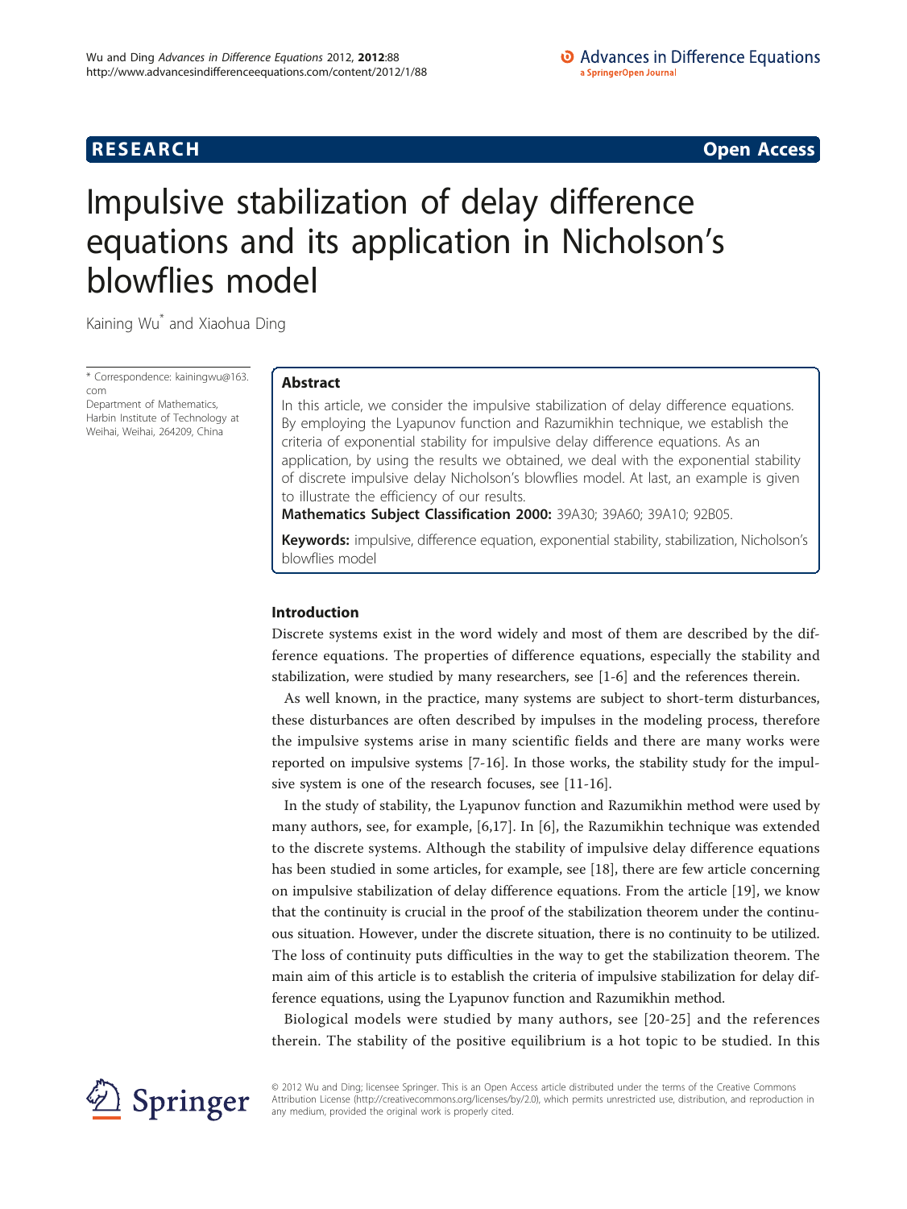# Impulsive stabilization of delay difference equations and its application in Nicholson's blowflies model

Kaining Wu* and Xiaohua Ding

\* Correspondence: kainingwu@163.com
Department of Mathematics, Harbin Institute of Technology at Weihai, Weihai, 264209, China

## Abstract

In this article, we consider the impulsive stabilization of delay difference equations. By employing the Lyapunov function and Razumikhin technique, we establish the criteria of exponential stability for impulsive delay difference equations. As an application, by using the results we obtained, we deal with the exponential stability of discrete impulsive delay Nicholson's blowflies model. At last, an example is given to illustrate the efficiency of our results.

**Mathematics Subject Classification 2000:** 39A30; 39A60; 39A10; 92B05.

**Keywords:** impulsive, difference equation, exponential stability, stabilization, Nicholson's blowflies model

## Introduction

Discrete systems exist in the word widely and most of them are described by the difference equations. The properties of difference equations, especially the stability and stabilization, were studied by many researchers, see [1-6] and the references therein.

As well known, in the practice, many systems are subject to short-term disturbances, these disturbances are often described by impulses in the modeling process, therefore the impulsive systems arise in many scientific fields and there are many works were reported on impulsive systems [7-16]. In those works, the stability study for the impulsive system is one of the research focuses, see [11-16].

In the study of stability, the Lyapunov function and Razumikhin method were used by many authors, see, for example, [6,17]. In [6], the Razumikhin technique was extended to the discrete systems. Although the stability of impulsive delay difference equations has been studied in some articles, for example, see [18], there are few article concerning on impulsive stabilization of delay difference equations. From the article [19], we know that the continuity is crucial in the proof of the stabilization theorem under the continuous situation. However, under the discrete situation, there is no continuity to be utilized. The loss of continuity puts difficulties in the way to get the stabilization theorem. The main aim of this article is to establish the criteria of impulsive stabilization for delay difference equations, using the Lyapunov function and Razumikhin method.

Biological models were studied by many authors, see [20-25] and the references therein. The stability of the positive equilibrium is a hot topic to be studied. In this

© 2012 Wu and Ding; licensee Springer. This is an Open Access article distributed under the terms of the Creative Commons Attribution License (http://creativecommons.org/licenses/by/2.0), which permits unrestricted use, distribution, and reproduction in any medium, provided the original work is properly cited.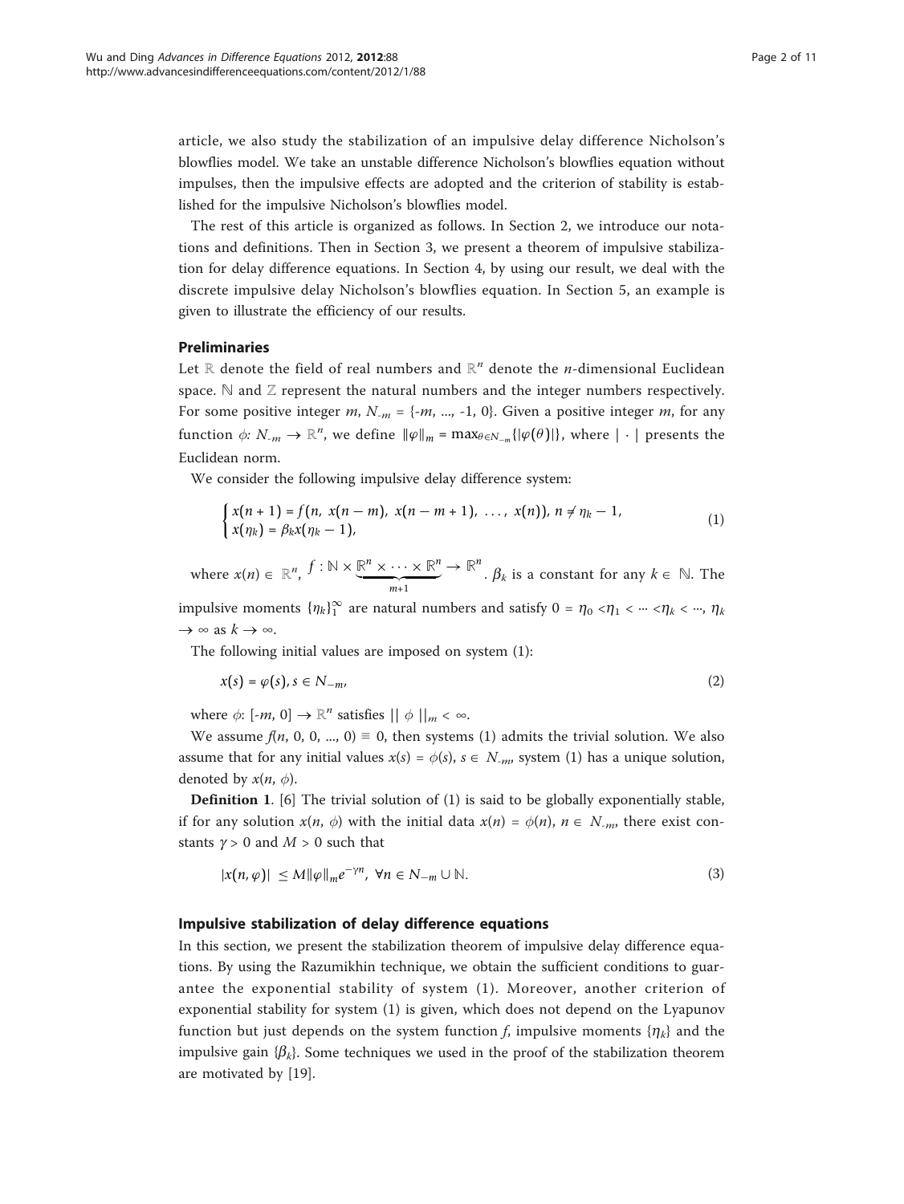article, we also study the stabilization of an impulsive delay difference Nicholson's blowflies model. We take an unstable difference Nicholson's blowflies equation without impulses, then the impulsive effects are adopted and the criterion of stability is established for the impulsive Nicholson's blowflies model.

The rest of this article is organized as follows. In Section 2, we introduce our notations and definitions. Then in Section 3, we present a theorem of impulsive stabilization for delay difference equations. In Section 4, by using our result, we deal with the discrete impulsive delay Nicholson's blowflies equation. In Section 5, an example is given to illustrate the efficiency of our results.

## Preliminaries

Let $\mathbb{R}$ denote the field of real numbers and $\mathbb{R}^n$ denote the $n$-dimensional Euclidean space. $\mathbb{N}$ and $\mathbb{Z}$ represent the natural numbers and the integer numbers respectively. For some positive integer $m$, $N_{-m} = \{-m, ..., -1, 0\}$. Given a positive integer $m$, for any function $\phi: N_{-m} \to \mathbb{R}^n$, we define $\|\varphi\|_m = \max_{\theta \in N_{-m}}\{|\varphi(\theta)|\}$, where $|\cdot|$ presents the Euclidean norm.

We consider the following impulsive delay difference system:

$$\begin{cases} x(n+1) = f(n,\ x(n-m),\ x(n-m+1),\ \ldots,\ x(n)),\ n \neq \eta_k - 1, \\ x(\eta_k) = \beta_k x(\eta_k - 1), \end{cases} \tag{1}$$

where $x(n) \in \mathbb{R}^n$, $f : \mathbb{N} \times \underbrace{\mathbb{R}^n \times \cdots \times \mathbb{R}^n}_{m+1} \to \mathbb{R}^n$. $\beta_k$ is a constant for any $k \in \mathbb{N}$. The impulsive moments $\{\eta_k\}_1^\infty$ are natural numbers and satisfy $0 = \eta_0 < \eta_1 < \cdots < \eta_k < \cdots$, $\eta_k \to \infty$ as $k \to \infty$.

The following initial values are imposed on system (1):

$$x(s) = \varphi(s), s \in N_{-m}, \tag{2}$$

where $\phi$: $[-m, 0] \to \mathbb{R}^n$ satisfies $\|\phi\|_m < \infty$.

We assume $f(n, 0, 0, ..., 0) \equiv 0$, then systems (1) admits the trivial solution. We also assume that for any initial values $x(s) = \phi(s)$, $s \in N_{-m}$, system (1) has a unique solution, denoted by $x(n, \phi)$.

**Definition 1**. [6] The trivial solution of (1) is said to be globally exponentially stable, if for any solution $x(n, \phi)$ with the initial data $x(n) = \phi(n)$, $n \in N_{-m}$, there exist constants $\gamma > 0$ and $M > 0$ such that

$$|x(n, \varphi)| \leq M\|\varphi\|_m e^{-\gamma n},\ \forall n \in N_{-m} \cup \mathbb{N}. \tag{3}$$

## Impulsive stabilization of delay difference equations

In this section, we present the stabilization theorem of impulsive delay difference equations. By using the Razumikhin technique, we obtain the sufficient conditions to guarantee the exponential stability of system (1). Moreover, another criterion of exponential stability for system (1) is given, which does not depend on the Lyapunov function but just depends on the system function $f$, impulsive moments $\{\eta_k\}$ and the impulsive gain $\{\beta_k\}$. Some techniques we used in the proof of the stabilization theorem are motivated by [19].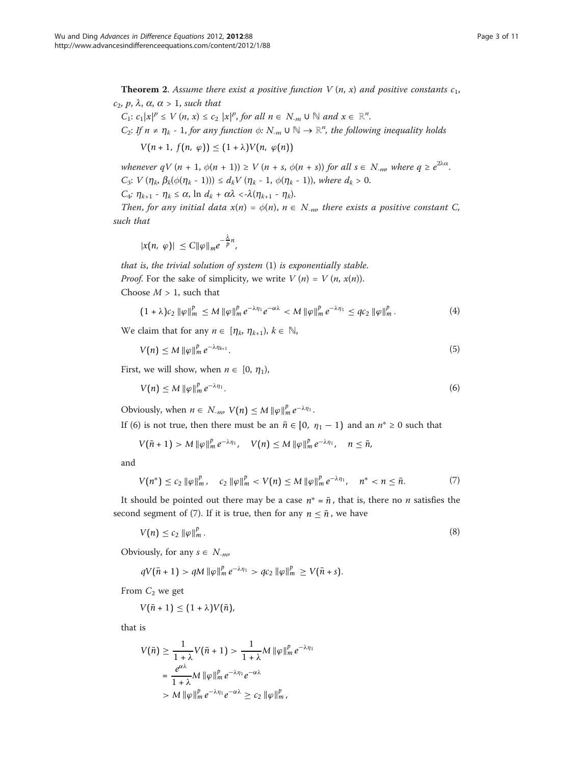**Theorem 2**. *Assume there exist a positive function $V(n, x)$ and positive constants $c_1$, $c_2$, $p$, $\lambda$, $\alpha$, $\alpha > 1$, such that*

*$C_1$: $c_1|x|^p \leq V(n, x) \leq c_2 |x|^p$, for all $n \in N_{-m} \cup \mathbb{N}$ and $x \in \mathbb{R}^n$.*

*$C_2$: If $n \neq \eta_k - 1$, for any function $\phi$: $N_{-m} \cup \mathbb{N} \to \mathbb{R}^n$, the following inequality holds*

$$V(n+1, f(n, \varphi)) \leq (1+\lambda)V(n, \varphi(n))$$

*whenever $qV(n+1, \phi(n+1)) \geq V(n+s, \phi(n+s))$ for all $s \in N_{-m}$, where $q \geq e^{2\lambda\alpha}$.*

*$C_3$: $V(\eta_k, \beta_k(\phi(\eta_k - 1))) \leq d_k V(\eta_k - 1, \phi(\eta_k - 1))$, where $d_k > 0$.*

*$C_4$: $\eta_{k+1} - \eta_k \leq \alpha$, $\ln d_k + \alpha\lambda < -\lambda(\eta_{k+1} - \eta_k)$.*

*Then, for any initial data $x(n) = \phi(n)$, $n \in N_{-m}$, there exists a positive constant $C$, such that*

$$|x(n, \varphi)| \leq C\|\varphi\|_m e^{-\frac{\lambda}{p}n},$$

*that is, the trivial solution of system* (1) *is exponentially stable.*

*Proof*. For the sake of simplicity, we write $V(n) = V(n, x(n))$.

Choose $M > 1$, such that

$$(1+\lambda)c_2\|\varphi\|_m^p \leq M\|\varphi\|_m^p e^{-\lambda\eta_1}e^{-\alpha\lambda} < M\|\varphi\|_m^p e^{-\lambda\eta_1} \leq qc_2\|\varphi\|_m^p. \tag{4}$$

We claim that for any $n \in [\eta_k, \eta_{k+1})$, $k \in \mathbb{N}$,

$$V(n) \leq M\|\varphi\|_m^p e^{-\lambda\eta_{k+1}}. \tag{5}$$

First, we will show, when $n \in [0, \eta_1)$,

$$V(n) \leq M\|\varphi\|_m^p e^{-\lambda\eta_1}. \tag{6}$$

Obviously, when $n \in N_{-m}$, $V(n) \leq M\|\varphi\|_m^p e^{-\lambda\eta_1}$.

If (6) is not true, then there must be an $\bar{n} \in [0, \eta_1 - 1)$ and an $n^* \geq 0$ such that

$$V(\bar{n}+1) > M\|\varphi\|_m^p e^{-\lambda\eta_1}, \quad V(n) \leq M\|\varphi\|_m^p e^{-\lambda\eta_1}, \quad n \leq \bar{n},$$

and

$$V(n^*) \leq c_2\|\varphi\|_m^p, \quad c_2\|\varphi\|_m^p < V(n) \leq M\|\varphi\|_m^p e^{-\lambda\eta_1}, \quad n^* < n \leq \bar{n}. \tag{7}$$

It should be pointed out there may be a case $n^* = \bar{n}$, that is, there no $n$ satisfies the second segment of (7). If it is true, then for any $n \leq \bar{n}$, we have

$$V(n) \leq c_2\|\varphi\|_m^p. \tag{8}$$

Obviously, for any $s \in N_{-m}$,

$$qV(\bar{n}+1) > qM\|\varphi\|_m^p e^{-\lambda\eta_1} > qc_2\|\varphi\|_m^p \geq V(\bar{n}+s).$$

From $C_2$ we get

$$V(\bar{n}+1) \leq (1+\lambda)V(\bar{n}),$$

that is

$$\begin{aligned}
V(\bar{n}) &\geq \frac{1}{1+\lambda}V(\bar{n}+1) > \frac{1}{1+\lambda}M\|\varphi\|_m^p e^{-\lambda\eta_1} \\
&= \frac{e^{\alpha\lambda}}{1+\lambda}M\|\varphi\|_m^p e^{-\lambda\eta_1}e^{-\alpha\lambda} \\
&> M\|\varphi\|_m^p e^{-\lambda\eta_1}e^{-\alpha\lambda} \geq c_2\|\varphi\|_m^p,
\end{aligned}$$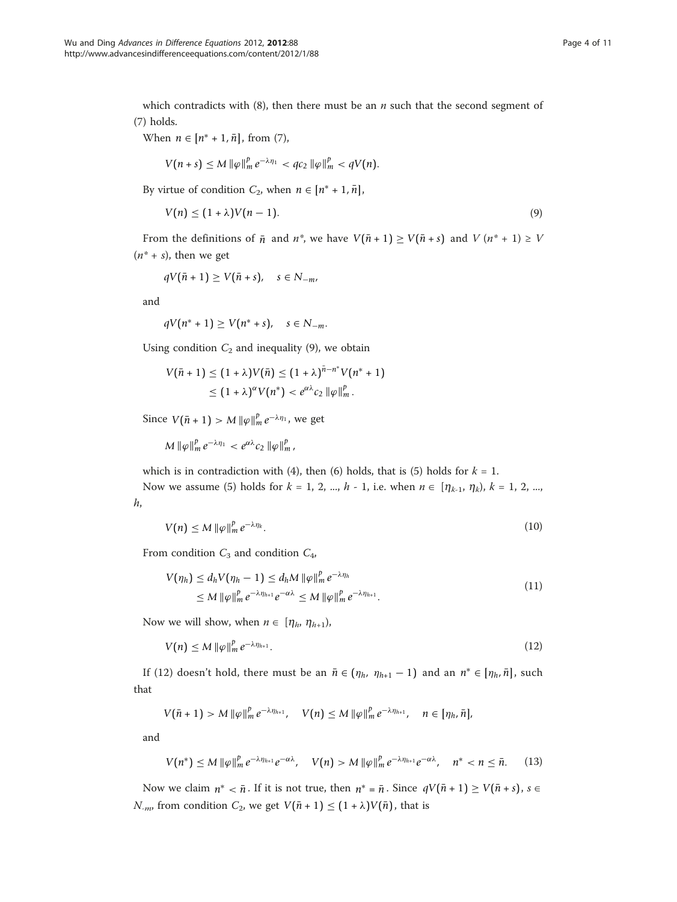which contradicts with (8), then there must be an $n$ such that the second segment of (7) holds.

When $n \in [n^* + 1, \bar{n}]$, from (7),

$$V(n+s) \leq M \|\varphi\|_m^p e^{-\lambda\eta_1} < qc_2 \|\varphi\|_m^p < qV(n).$$

By virtue of condition $C_2$, when $n \in [n^* + 1, \bar{n}]$,

$$V(n) \leq (1+\lambda)V(n-1). \tag{9}$$

From the definitions of $\bar{n}$ and $n^*$, we have $V(\bar{n}+1) \geq V(\bar{n}+s)$ and $V(n^*+1) \geq V(n^*+s)$, then we get

$$qV(\bar{n}+1) \geq V(\bar{n}+s), \quad s \in N_{-m},$$

and

$$qV(n^*+1) \geq V(n^*+s), \quad s \in N_{-m}.$$

Using condition $C_2$ and inequality (9), we obtain

$$\begin{aligned} V(\bar{n}+1) &\leq (1+\lambda)V(\bar{n}) \leq (1+\lambda)^{\bar{n}-n^*} V(n^*+1) \\ &\leq (1+\lambda)^{\alpha} V(n^*) < e^{\alpha\lambda} c_2 \|\varphi\|_m^p . \end{aligned}$$

Since $V(\bar{n}+1) > M \|\varphi\|_m^p e^{-\lambda\eta_1}$, we get

$$M \|\varphi\|_m^p e^{-\lambda\eta_1} < e^{\alpha\lambda} c_2 \|\varphi\|_m^p ,$$

which is in contradiction with (4), then (6) holds, that is (5) holds for $k = 1$.

Now we assume (5) holds for $k = 1, 2, ..., h - 1$, i.e. when $n \in [\eta_{k-1}, \eta_k)$, $k = 1, 2, ..., h$,

$$V(n) \leq M \|\varphi\|_m^p e^{-\lambda\eta_k}. \tag{10}$$

From condition $C_3$ and condition $C_4$,

$$\begin{aligned} V(\eta_h) &\leq d_h V(\eta_h - 1) \leq d_h M \|\varphi\|_m^p e^{-\lambda\eta_h} \\ &\leq M \|\varphi\|_m^p e^{-\lambda\eta_{h+1}} e^{-\alpha\lambda} \leq M \|\varphi\|_m^p e^{-\lambda\eta_{h+1}}. \end{aligned} \tag{11}$$

Now we will show, when $n \in [\eta_h, \eta_{h+1})$,

$$V(n) \leq M \|\varphi\|_m^p e^{-\lambda\eta_{h+1}}. \tag{12}$$

If (12) doesn't hold, there must be an $\bar{n} \in (\eta_h, \eta_{h+1} - 1)$ and an $n^* \in [\eta_h, \bar{n}]$, such that

$$V(\bar{n}+1) > M \|\varphi\|_m^p e^{-\lambda\eta_{h+1}}, \quad V(n) \leq M \|\varphi\|_m^p e^{-\lambda\eta_{h+1}}, \quad n \in [\eta_h, \bar{n}],$$

and

$$V(n^*) \leq M \|\varphi\|_m^p e^{-\lambda\eta_{h+1}} e^{-\alpha\lambda}, \quad V(n) > M \|\varphi\|_m^p e^{-\lambda\eta_{h+1}} e^{-\alpha\lambda}, \quad n^* < n \leq \bar{n}. \tag{13}$$

Now we claim $n^* < \bar{n}$. If it is not true, then $n^* = \bar{n}$. Since $qV(\bar{n}+1) \geq V(\bar{n}+s)$, $s \in N_{-m}$, from condition $C_2$, we get $V(\bar{n}+1) \leq (1+\lambda)V(\bar{n})$, that is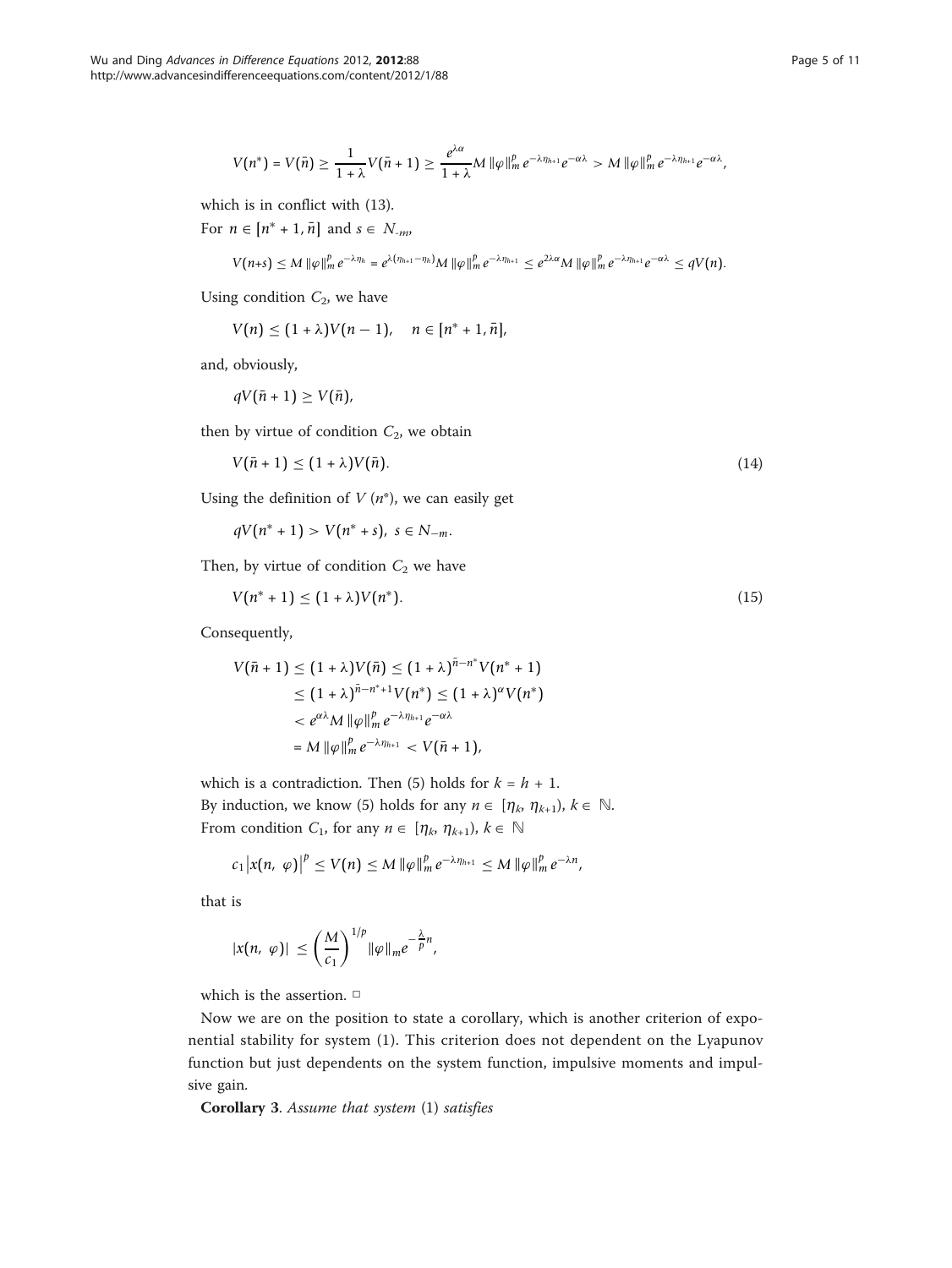$$V(n^*) = V(\bar{n}) \geq \frac{1}{1+\lambda} V(\bar{n}+1) \geq \frac{e^{\lambda\alpha}}{1+\lambda} M \|\varphi\|_m^p e^{-\lambda\eta_{h+1}} e^{-\alpha\lambda} > M \|\varphi\|_m^p e^{-\lambda\eta_{h+1}} e^{-\alpha\lambda},$$

which is in conflict with (13).

For $n \in [n^*+1, \bar{n}]$ and $s \in N_{-m}$,

$$V(n+s) \leq M \|\varphi\|_m^p e^{-\lambda\eta_h} = e^{\lambda(\eta_{h+1}-\eta_h)} M \|\varphi\|_m^p e^{-\lambda\eta_{h+1}} \leq e^{2\lambda\alpha} M \|\varphi\|_m^p e^{-\lambda\eta_{h+1}} e^{-\alpha\lambda} \leq qV(n).$$

Using condition $C_2$, we have

$$V(n) \leq (1+\lambda)V(n-1), \quad n \in [n^*+1, \bar{n}],$$

and, obviously,

$$qV(\bar{n}+1) \geq V(\bar{n}),$$

then by virtue of condition $C_2$, we obtain

$$V(\bar{n}+1) \leq (1+\lambda)V(\bar{n}). \tag{14}$$

Using the definition of $V(n^*)$, we can easily get

$$qV(n^*+1) > V(n^*+s), \; s \in N_{-m}.$$

Then, by virtue of condition $C_2$ we have

$$V(n^*+1) \leq (1+\lambda)V(n^*). \tag{15}$$

Consequently,

$$\begin{aligned} V(\bar{n}+1) &\leq (1+\lambda)V(\bar{n}) \leq (1+\lambda)^{\bar{n}-n^*} V(n^*+1) \\ &\leq (1+\lambda)^{\bar{n}-n^*+1} V(n^*) \leq (1+\lambda)^{\alpha} V(n^*) \\ &< e^{\alpha\lambda} M \|\varphi\|_m^p e^{-\lambda\eta_{h+1}} e^{-\alpha\lambda} \\ &= M \|\varphi\|_m^p e^{-\lambda\eta_{h+1}} < V(\bar{n}+1), \end{aligned}$$

which is a contradiction. Then (5) holds for $k = h + 1$.

By induction, we know (5) holds for any $n \in [\eta_k, \eta_{k+1})$, $k \in \mathbb{N}$.

From condition $C_1$, for any $n \in [\eta_k, \eta_{k+1})$, $k \in \mathbb{N}$

$$c_1 |x(n, \varphi)|^p \leq V(n) \leq M \|\varphi\|_m^p e^{-\lambda\eta_{h+1}} \leq M \|\varphi\|_m^p e^{-\lambda n},$$

that is

$$|x(n, \varphi)| \leq \left(\frac{M}{c_1}\right)^{1/p} \|\varphi\|_m e^{-\frac{\lambda}{p} n},$$

which is the assertion. □

Now we are on the position to state a corollary, which is another criterion of exponential stability for system (1). This criterion does not dependent on the Lyapunov function but just dependents on the system function, impulsive moments and impulsive gain.

**Corollary 3**. *Assume that system* (1) *satisfies*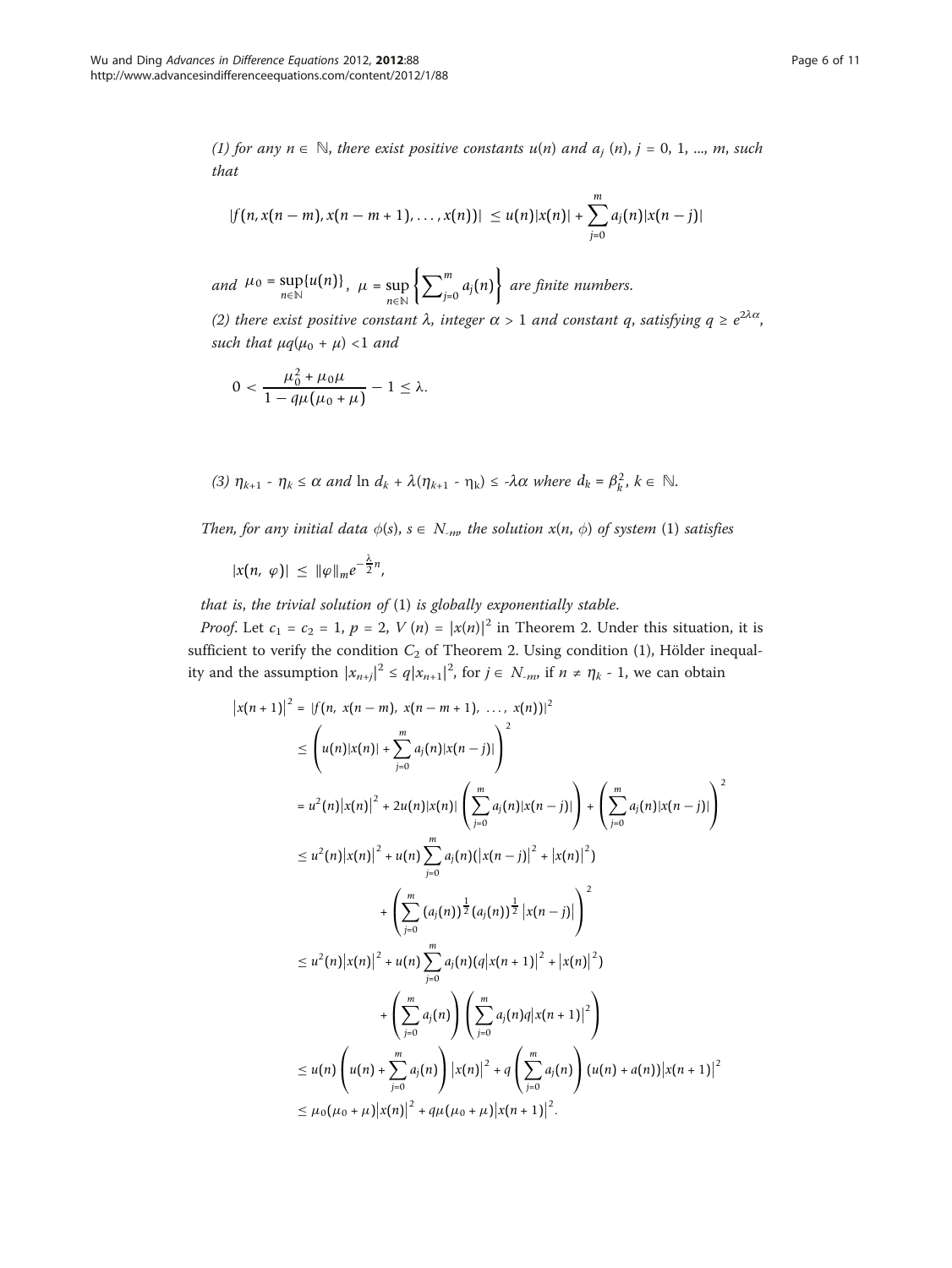*(1) for any $n \in \mathbb{N}$, there exist positive constants $u(n)$ and $a_j(n)$, $j = 0, 1, ..., m$, such that*

$$|f(n, x(n-m), x(n-m+1), \ldots, x(n))| \leq u(n)|x(n)| + \sum_{j=0}^{m} a_j(n)|x(n-j)|$$

*and* $\mu_0 = \sup_{n\in\mathbb{N}}\{u(n)\}$, $\mu = \sup_{n\in\mathbb{N}}\left\{\sum_{j=0}^{m} a_j(n)\right\}$ *are finite numbers.*

*(2) there exist positive constant $\lambda$, integer $\alpha > 1$ and constant $q$, satisfying $q \geq e^{2\lambda\alpha}$, such that $\mu q(\mu_0 + \mu) < 1$ and*

$$0 < \frac{\mu_0^2 + \mu_0\mu}{1 - q\mu(\mu_0 + \mu)} - 1 \leq \lambda.$$

*(3) $\eta_{k+1} - \eta_k \leq \alpha$ and $\ln d_k + \lambda(\eta_{k+1} - \eta_k) \leq -\lambda\alpha$ where $d_k = \beta_k^2$, $k \in \mathbb{N}$.*

*Then, for any initial data $\phi(s)$, $s \in N_{-m}$, the solution $x(n, \phi)$ of system* (1) *satisfies*

$$|x(n, \varphi)| \leq \|\varphi\|_m e^{-\frac{\lambda}{2}n},$$

*that is, the trivial solution of* (1) *is globally exponentially stable.*

*Proof.* Let $c_1 = c_2 = 1$, $p = 2$, $V(n) = |x(n)|^2$ in Theorem 2. Under this situation, it is sufficient to verify the condition $C_2$ of Theorem 2. Using condition (1), Hölder inequality and the assumption $|x_{n+j}|^2 \leq q|x_{n+1}|^2$, for $j \in N_{-m}$, if $n \neq \eta_k - 1$, we can obtain

$$\begin{aligned}
|x(n+1)|^2 &= |f(n, x(n-m), x(n-m+1), \ldots, x(n))|^2 \\
&\leq \left(u(n)|x(n)| + \sum_{j=0}^{m} a_j(n)|x(n-j)|\right)^2 \\
&= u^2(n)|x(n)|^2 + 2u(n)|x(n)|\left(\sum_{j=0}^{m} a_j(n)|x(n-j)|\right) + \left(\sum_{j=0}^{m} a_j(n)|x(n-j)|\right)^2 \\
&\leq u^2(n)|x(n)|^2 + u(n)\sum_{j=0}^{m} a_j(n)(|x(n-j)|^2 + |x(n)|^2) \\
&\quad + \left(\sum_{j=0}^{m} (a_j(n))^{\frac{1}{2}}(a_j(n))^{\frac{1}{2}}|x(n-j)|\right)^2 \\
&\leq u^2(n)|x(n)|^2 + u(n)\sum_{j=0}^{m} a_j(n)(q|x(n+1)|^2 + |x(n)|^2) \\
&\quad + \left(\sum_{j=0}^{m} a_j(n)\right)\left(\sum_{j=0}^{m} a_j(n)q|x(n+1)|^2\right) \\
&\leq u(n)\left(u(n) + \sum_{j=0}^{m} a_j(n)\right)|x(n)|^2 + q\left(\sum_{j=0}^{m} a_j(n)\right)(u(n) + a(n))|x(n+1)|^2 \\
&\leq \mu_0(\mu_0 + \mu)|x(n)|^2 + q\mu(\mu_0 + \mu)|x(n+1)|^2.
\end{aligned}$$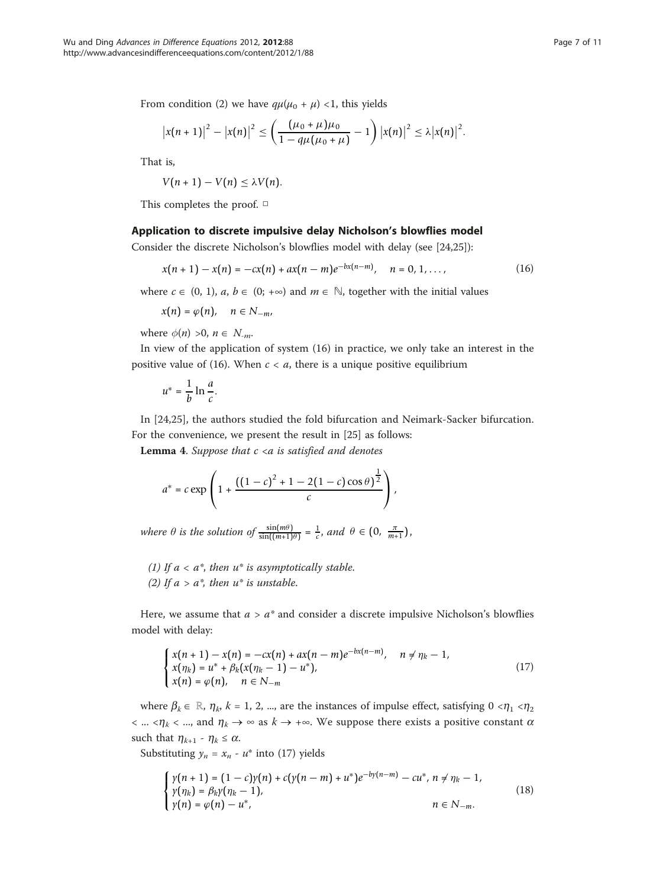From condition (2) we have $q\mu(\mu_0 + \mu) < 1$, this yields

$$\left|x(n+1)\right|^2 - \left|x(n)\right|^2 \le \left(\frac{(\mu_0 + \mu)\mu_0}{1 - q\mu(\mu_0 + \mu)} - 1\right)\left|x(n)\right|^2 \le \lambda\left|x(n)\right|^2.$$

That is,

$$V(n+1) - V(n) \le \lambda V(n).$$

This completes the proof. □

## Application to discrete impulsive delay Nicholson's blowflies model

Consider the discrete Nicholson's blowflies model with delay (see [24,25]):

$$x(n+1) - x(n) = -cx(n) + ax(n-m)e^{-bx(n-m)}, \quad n = 0, 1, \dots, \tag{16}$$

where $c \in (0, 1)$, $a$, $b \in (0; +\infty)$ and $m \in \mathbb{N}$, together with the initial values

$$x(n) = \varphi(n), \quad n \in N_{-m},$$

where $\phi(n) > 0$, $n \in N_{-m}$.

In view of the application of system (16) in practice, we only take an interest in the positive value of (16). When $c < a$, there is a unique positive equilibrium

$$u^* = \frac{1}{b}\ln\frac{a}{c}.$$

In [24,25], the authors studied the fold bifurcation and Neimark-Sacker bifurcation. For the convenience, we present the result in [25] as follows:

**Lemma 4**. *Suppose that $c < a$ is satisfied and denotes*

$$a^* = c\exp\left(1 + \frac{\left((1-c)^2 + 1 - 2(1-c)\cos\theta\right)^{\frac{1}{2}}}{c}\right),$$

*where $\theta$ is the solution of $\frac{\sin(m\theta)}{\sin((m+1)\theta)} = \frac{1}{c}$, and $\theta \in \left(0, \frac{\pi}{m+1}\right)$,*

*(1) If $a < a^*$, then $u^*$ is asymptotically stable.*
*(2) If $a > a^*$, then $u^*$ is unstable.*

Here, we assume that $a > a^*$ and consider a discrete impulsive Nicholson's blowflies model with delay:

$$\begin{cases} x(n+1) - x(n) = -cx(n) + ax(n-m)e^{-bx(n-m)}, & n \ne \eta_k - 1, \\ x(\eta_k) = u^* + \beta_k(x(\eta_k - 1) - u^*), \\ x(n) = \varphi(n), \quad n \in N_{-m} \end{cases} \tag{17}$$

where $\beta_k \in \mathbb{R}$, $\eta_k$, $k = 1, 2, \dots$, are the instances of impulse effect, satisfying $0 < \eta_1 < \eta_2 < \dots < \eta_k < \dots$, and $\eta_k \to \infty$ as $k \to +\infty$. We suppose there exists a positive constant $\alpha$ such that $\eta_{k+1} - \eta_k \le \alpha$.

Substituting $y_n = x_n - u^*$ into (17) yields

$$\begin{cases} y(n+1) = (1-c)y(n) + c(y(n-m) + u^*)e^{-by(n-m)} - cu^*, & n \ne \eta_k - 1, \\ y(\eta_k) = \beta_k y(\eta_k - 1), \\ y(n) = \varphi(n) - u^*, & n \in N_{-m}. \end{cases} \tag{18}$$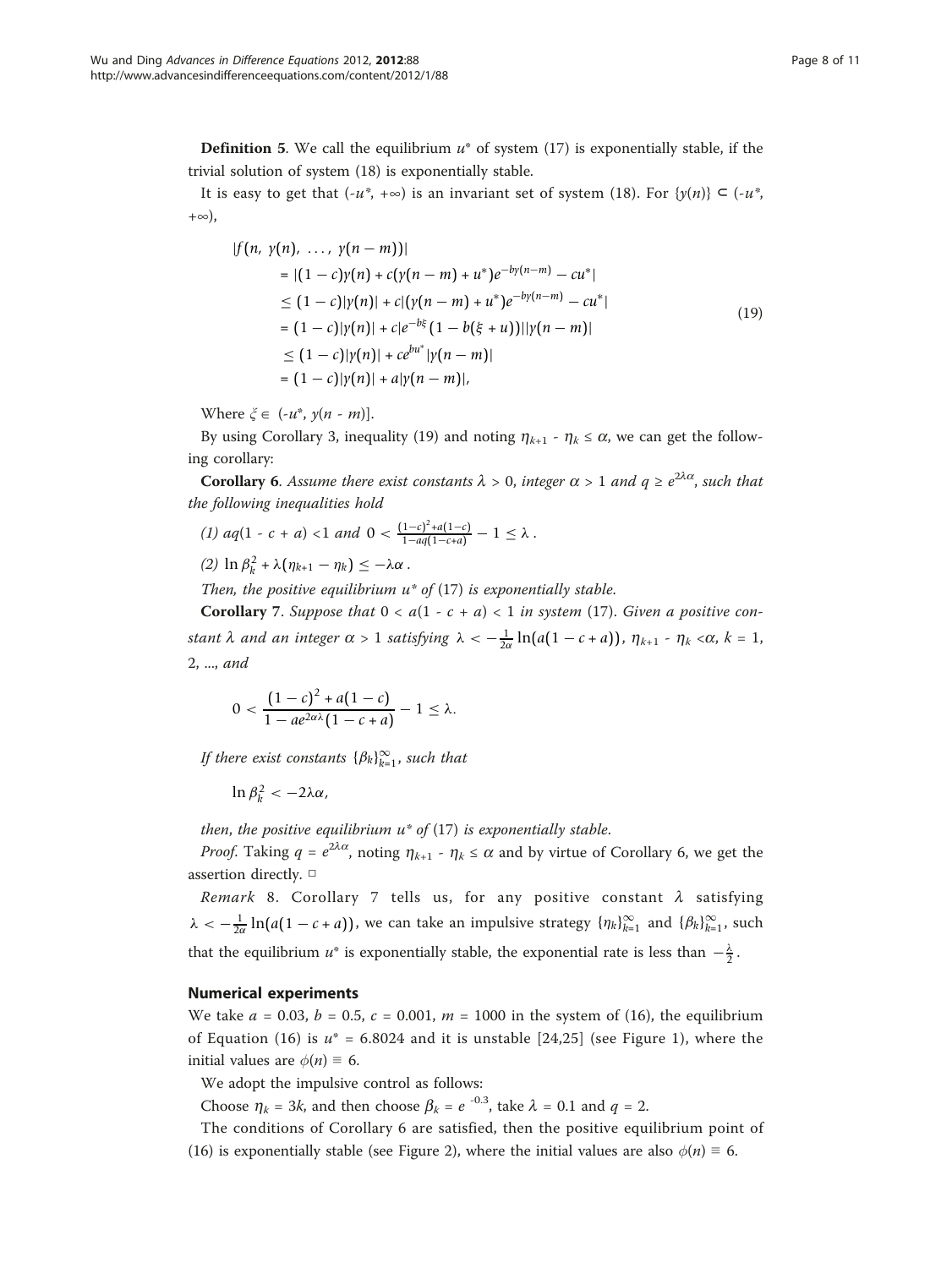**Definition 5**. We call the equilibrium $u^*$ of system (17) is exponentially stable, if the trivial solution of system (18) is exponentially stable.

It is easy to get that $(-u^*, +\infty)$ is an invariant set of system (18). For $\{y(n)\} \subset (-u^*, +\infty)$,

$$
\begin{aligned}
|f(n,\ y(n),\ \ldots,\ y(n-m))| &\\
&= |(1-c)y(n) + c(y(n-m) + u^*)e^{-by(n-m)} - cu^*| \\
&\leq (1-c)|y(n)| + c|(y(n-m) + u^*)e^{-by(n-m)} - cu^*| \\
&= (1-c)|y(n)| + c|e^{-b\xi}(1 - b(\xi + u))||y(n-m)| \\
&\leq (1-c)|y(n)| + ce^{bu^*}|y(n-m)| \\
&= (1-c)|y(n)| + a|y(n-m)|,
\end{aligned}
\tag{19}
$$

Where $\xi \in (-u^*, y(n-m)]$.

By using Corollary 3, inequality (19) and noting $\eta_{k+1} - \eta_k \leq \alpha$, we can get the following corollary:

**Corollary 6**. *Assume there exist constants $\lambda > 0$, integer $\alpha > 1$ and $q \geq e^{2\lambda\alpha}$, such that the following inequalities hold*

*(1) $aq(1 - c + a) < 1$ and $0 < \frac{(1-c)^2 + a(1-c)}{1 - aq(1-c+a)} - 1 \leq \lambda$.*

*(2) $\ln \beta_k^2 + \lambda(\eta_{k+1} - \eta_k) \leq -\lambda\alpha$.*

*Then, the positive equilibrium $u^*$ of (17) is exponentially stable.*

**Corollary 7**. *Suppose that $0 < a(1 - c + a) < 1$ in system (17). Given a positive constant $\lambda$ and an integer $\alpha > 1$ satisfying $\lambda < -\frac{1}{2\alpha}\ln(a(1-c+a))$, $\eta_{k+1} - \eta_k < \alpha$, $k = 1, 2, \ldots$, and*

$$0 < \frac{(1-c)^2 + a(1-c)}{1 - ae^{2\alpha\lambda}(1-c+a)} - 1 \leq \lambda.$$

*If there exist constants $\{\beta_k\}_{k=1}^{\infty}$, such that*

$$\ln \beta_k^2 < -2\lambda\alpha,$$

*then, the positive equilibrium $u^*$ of (17) is exponentially stable.*

*Proof.* Taking $q = e^{2\lambda\alpha}$, noting $\eta_{k+1} - \eta_k \leq \alpha$ and by virtue of Corollary 6, we get the assertion directly. □

*Remark* 8. Corollary 7 tells us, for any positive constant $\lambda$ satisfying $\lambda < -\frac{1}{2\alpha}\ln(a(1-c+a))$, we can take an impulsive strategy $\{\eta_k\}_{k=1}^{\infty}$ and $\{\beta_k\}_{k=1}^{\infty}$, such that the equilibrium $u^*$ is exponentially stable, the exponential rate is less than $-\frac{\lambda}{2}$.

## Numerical experiments

We take $a = 0.03$, $b = 0.5$, $c = 0.001$, $m = 1000$ in the system of (16), the equilibrium of Equation (16) is $u^* = 6.8024$ and it is unstable [24,25] (see Figure 1), where the initial values are $\phi(n) \equiv 6$.

We adopt the impulsive control as follows:

Choose $\eta_k = 3k$, and then choose $\beta_k = e^{-0.3}$, take $\lambda = 0.1$ and $q = 2$.

The conditions of Corollary 6 are satisfied, then the positive equilibrium point of (16) is exponentially stable (see Figure 2), where the initial values are also $\phi(n) \equiv 6$.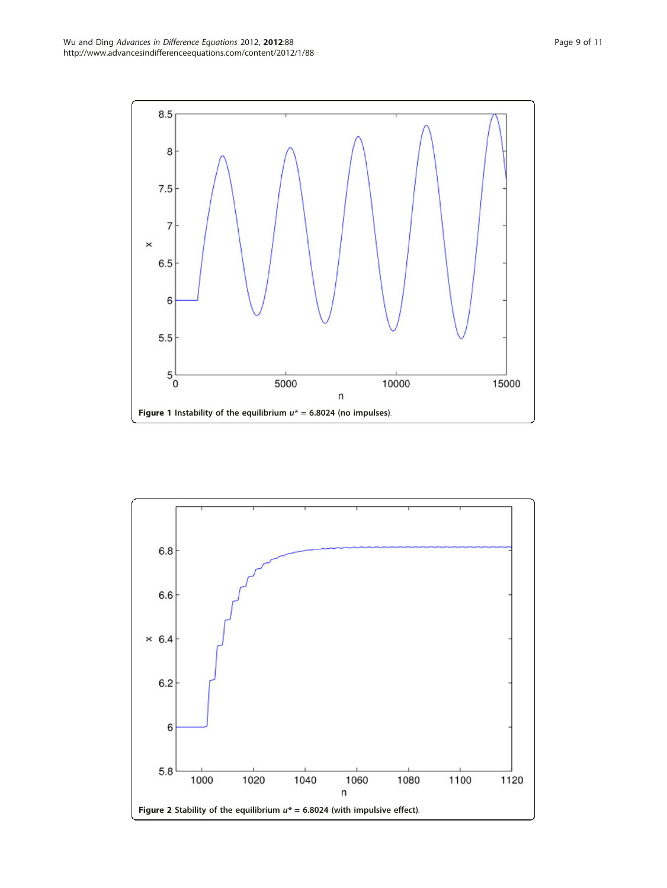**Figure 1** Instability of the equilibrium $u^* = 6.8024$ (no impulses).

**Figure 2** Stability of the equilibrium $u^* = 6.8024$ (with impulsive effect).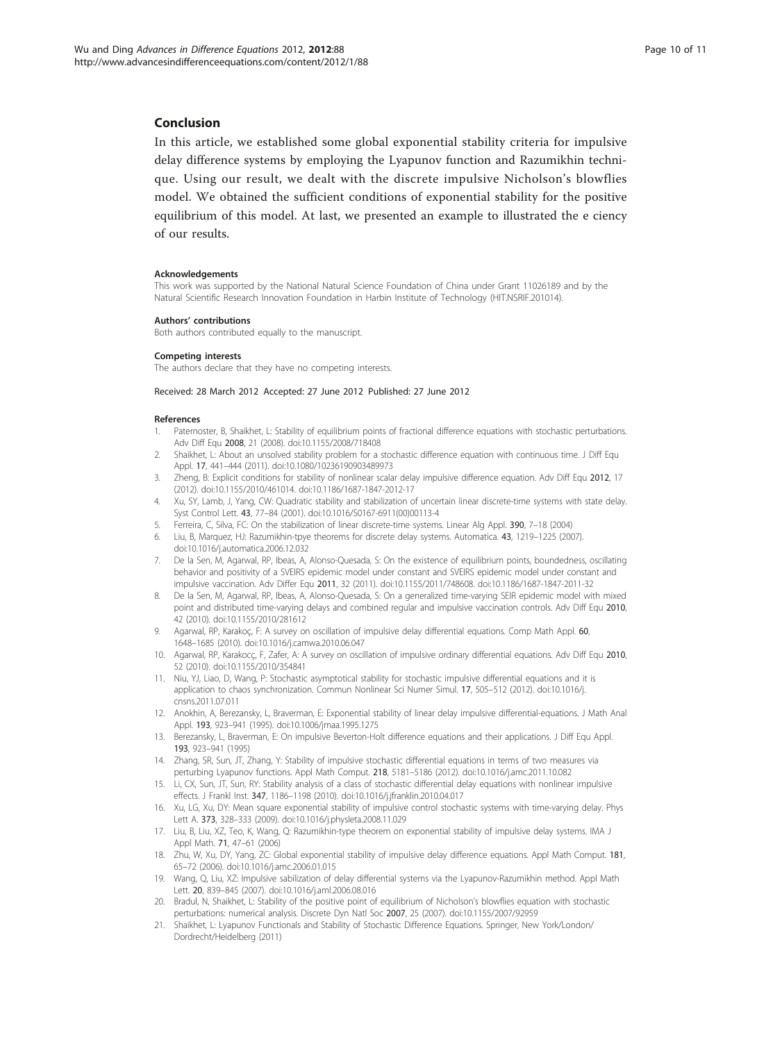## Conclusion

In this article, we established some global exponential stability criteria for impulsive delay difference systems by employing the Lyapunov function and Razumikhin technique. Using our result, we dealt with the discrete impulsive Nicholson's blowflies model. We obtained the sufficient conditions of exponential stability for the positive equilibrium of this model. At last, we presented an example to illustrated the e ciency of our results.

#### Acknowledgements

This work was supported by the National Natural Science Foundation of China under Grant 11026189 and by the Natural Scientific Research Innovation Foundation in Harbin Institute of Technology (HIT.NSRIF.201014).

#### Authors' contributions

Both authors contributed equally to the manuscript.

#### Competing interests

The authors declare that they have no competing interests.

Received: 28 March 2012 Accepted: 27 June 2012 Published: 27 June 2012

#### References

1. Paternoster, B, Shaikhet, L: Stability of equilibrium points of fractional difference equations with stochastic perturbations. Adv Diff Equ **2008**, 21 (2008). doi:10.1155/2008/718408
2. Shaikhet, L: About an unsolved stability problem for a stochastic difference equation with continuous time. J Diff Equ Appl. **17**, 441–444 (2011). doi:10.1080/10236190903489973
3. Zheng, B: Explicit conditions for stability of nonlinear scalar delay impulsive difference equation. Adv Diff Equ **2012**, 17 (2012). doi:10.1155/2010/461014. doi:10.1186/1687-1847-2012-17
4. Xu, SY, Lamb, J, Yang, CW: Quadratic stability and stabilization of uncertain linear discrete-time systems with state delay. Syst Control Lett. **43**, 77–84 (2001). doi:10.1016/S0167-6911(00)00113-4
5. Ferreira, C, Silva, FC: On the stabilization of linear discrete-time systems. Linear Alg Appl. **390**, 7–18 (2004)
6. Liu, B, Marquez, HJ: Razumikhin-tpye theorems for discrete delay systems. Automatica. **43**, 1219–1225 (2007). doi:10.1016/j.automatica.2006.12.032
7. De la Sen, M, Agarwal, RP, Ibeas, A, Alonso-Quesada, S: On the existence of equilibrium points, boundedness, oscillating behavior and positivity of a SVEIRS epidemic model under constant and SVEIRS epidemic model under constant and impulsive vaccination. Adv Differ Equ **2011**, 32 (2011). doi:10.1155/2011/748608. doi:10.1186/1687-1847-2011-32
8. De la Sen, M, Agarwal, RP, Ibeas, A, Alonso-Quesada, S: On a generalized time-varying SEIR epidemic model with mixed point and distributed time-varying delays and combined regular and impulsive vaccination controls. Adv Diff Equ **2010**, 42 (2010). doi:10.1155/2010/281612
9. Agarwal, RP, Karakoç, F: A survey on oscillation of impulsive delay differential equations. Comp Math Appl. **60**, 1648–1685 (2010). doi:10.1016/j.camwa.2010.06.047
10. Agarwal, RP, Karakocç, F, Zafer, A: A survey on oscillation of impulsive ordinary differential equations. Adv Diff Equ **2010**, 52 (2010). doi:10.1155/2010/354841
11. Niu, YJ, Liao, D, Wang, P: Stochastic asymptotical stability for stochastic impulsive differential equations and it is application to chaos synchronization. Commun Nonlinear Sci Numer Simul. **17**, 505–512 (2012). doi:10.1016/j.cnsns.2011.07.011
12. Anokhin, A, Berezansky, L, Braverman, E: Exponential stability of linear delay impulsive differential-equations. J Math Anal Appl. **193**, 923–941 (1995). doi:10.1006/jmaa.1995.1275
13. Berezansky, L, Braverman, E: On impulsive Beverton-Holt difference equations and their applications. J Diff Equ Appl. **193**, 923–941 (1995)
14. Zhang, SR, Sun, JT, Zhang, Y: Stability of impulsive stochastic differential equations in terms of two measures via perturbing Lyapunov functions. Appl Math Comput. **218**, 5181–5186 (2012). doi:10.1016/j.amc.2011.10.082
15. Li, CX, Sun, JT, Sun, RY: Stability analysis of a class of stochastic differential delay equations with nonlinear impulsive effects. J Frankl Inst. **347**, 1186–1198 (2010). doi:10.1016/j.jfranklin.2010.04.017
16. Xu, LG, Xu, DY: Mean square exponential stability of impulsive control stochastic systems with time-varying delay. Phys Lett A. **373**, 328–333 (2009). doi:10.1016/j.physleta.2008.11.029
17. Liu, B, Liu, XZ, Teo, K, Wang, Q: Razumikhin-type theorem on exponential stability of impulsive delay systems. IMA J Appl Math. **71**, 47–61 (2006)
18. Zhu, W, Xu, DY, Yang, ZC: Global exponential stability of impulsive delay difference equations. Appl Math Comput. **181**, 65–72 (2006). doi:10.1016/j.amc.2006.01.015
19. Wang, Q, Liu, XZ: Impulsive sabilization of delay differential systems via the Lyapunov-Razumikhin method. Appl Math Lett. **20**, 839–845 (2007). doi:10.1016/j.aml.2006.08.016
20. Bradul, N, Shaikhet, L: Stability of the positive point of equilibrium of Nicholson's blowflies equation with stochastic perturbations: numerical analysis. Discrete Dyn Natl Soc **2007**, 25 (2007). doi:10.1155/2007/92959
21. Shaikhet, L: Lyapunov Functionals and Stability of Stochastic Difference Equations. Springer, New York/London/Dordrecht/Heidelberg (2011)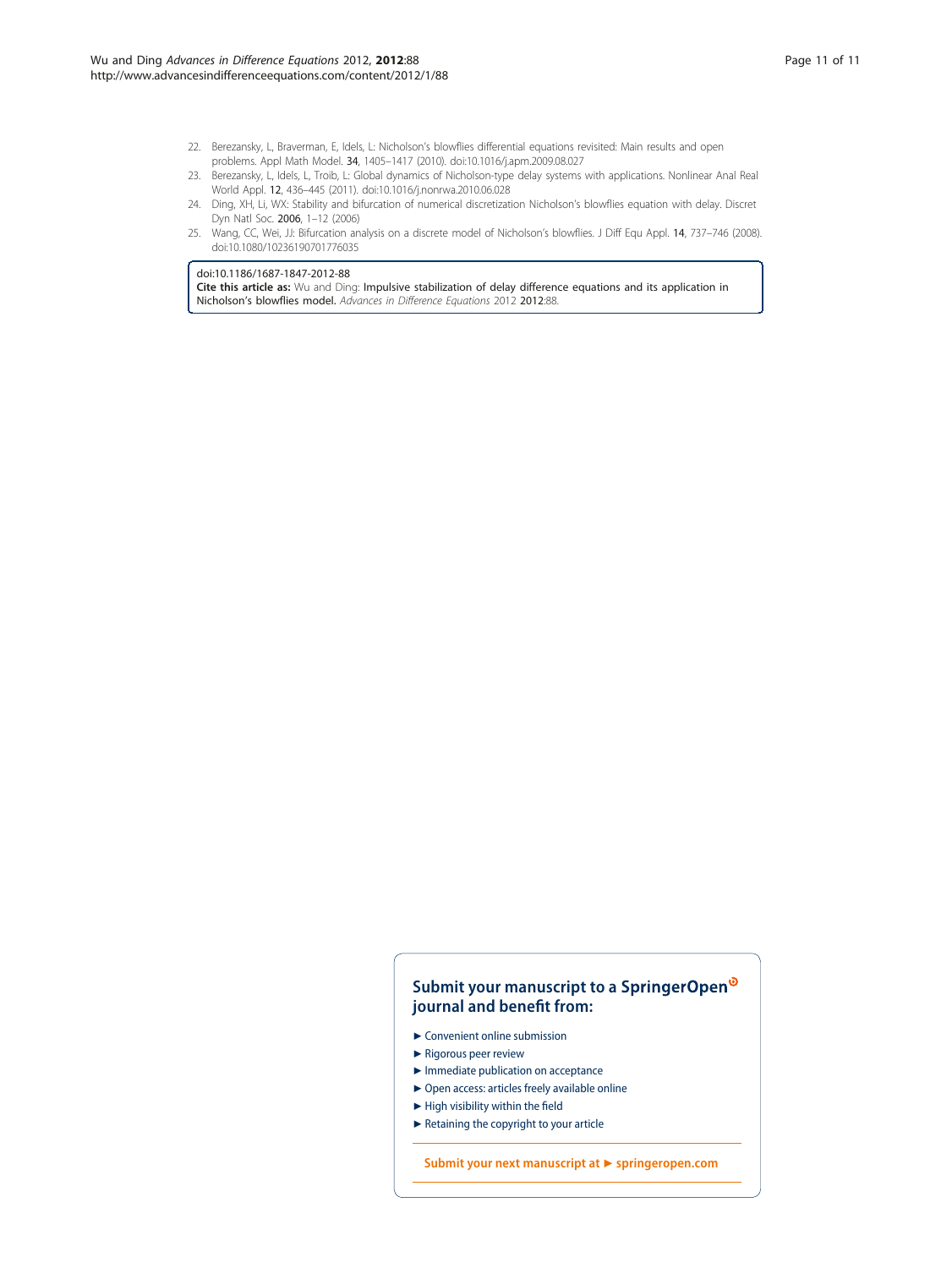22. Berezansky, L, Braverman, E, Idels, L: Nicholson's blowflies differential equations revisited: Main results and open problems. Appl Math Model. **34**, 1405–1417 (2010). doi:10.1016/j.apm.2009.08.027
23. Berezansky, L, Idels, L, Troib, L: Global dynamics of Nicholson-type delay systems with applications. Nonlinear Anal Real World Appl. **12**, 436–445 (2011). doi:10.1016/j.nonrwa.2010.06.028
24. Ding, XH, Li, WX: Stability and bifurcation of numerical discretization Nicholson's blowflies equation with delay. Discret Dyn Natl Soc. **2006**, 1–12 (2006)
25. Wang, CC, Wei, JJ: Bifurcation analysis on a discrete model of Nicholson's blowflies. J Diff Equ Appl. **14**, 737–746 (2008). doi:10.1080/10236190701776035

doi:10.1186/1687-1847-2012-88
**Cite this article as:** Wu and Ding: Impulsive stabilization of delay difference equations and its application in Nicholson's blowflies model. *Advances in Difference Equations* 2012 **2012**:88.

**Submit your manuscript to a SpringerOpen journal and benefit from:**

- ► Convenient online submission
- ► Rigorous peer review
- ► Immediate publication on acceptance
- ► Open access: articles freely available online
- ► High visibility within the field
- ► Retaining the copyright to your article

**Submit your next manuscript at ► springeropen.com**